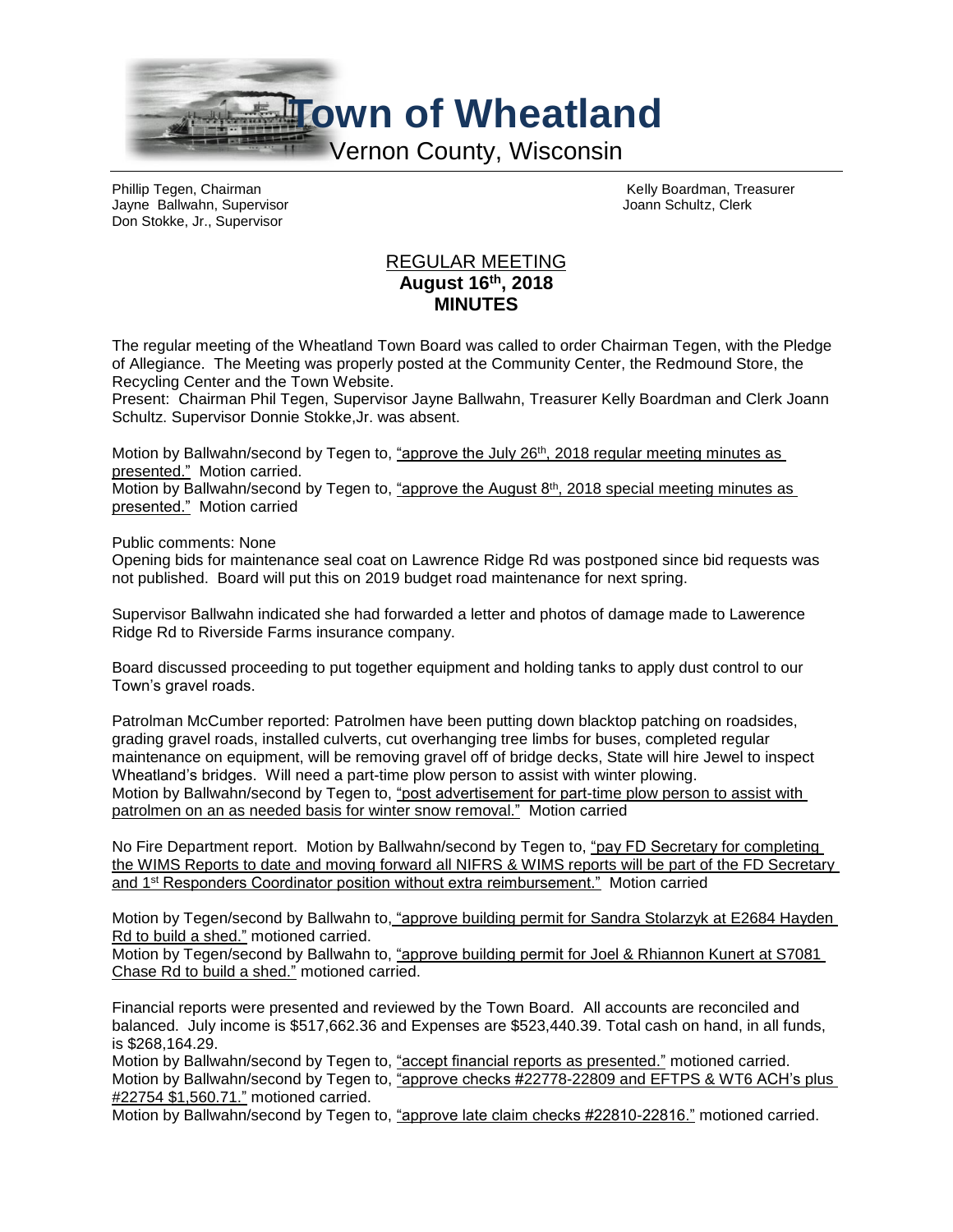# Town of Wheatland

Vernon County, Wisconsin

Phillip Tegen, Chairman
Jayne Ballwahn, Supervisor
Don Stokke, Jr., Supervisor

Kelly Boardman, Treasurer
Joann Schultz, Clerk

## REGULAR MEETING
## August 16th, 2018
## MINUTES

The regular meeting of the Wheatland Town Board was called to order Chairman Tegen, with the Pledge of Allegiance. The Meeting was properly posted at the Community Center, the Redmound Store, the Recycling Center and the Town Website.

Present: Chairman Phil Tegen, Supervisor Jayne Ballwahn, Treasurer Kelly Boardman and Clerk Joann Schultz. Supervisor Donnie Stokke,Jr. was absent.

Motion by Ballwahn/second by Tegen to, "approve the July 26th, 2018 regular meeting minutes as presented." Motion carried.

Motion by Ballwahn/second by Tegen to, "approve the August 8th, 2018 special meeting minutes as presented." Motion carried

Public comments: None

Opening bids for maintenance seal coat on Lawrence Ridge Rd was postponed since bid requests was not published. Board will put this on 2019 budget road maintenance for next spring.

Supervisor Ballwahn indicated she had forwarded a letter and photos of damage made to Lawerence Ridge Rd to Riverside Farms insurance company.

Board discussed proceeding to put together equipment and holding tanks to apply dust control to our Town's gravel roads.

Patrolman McCumber reported: Patrolmen have been putting down blacktop patching on roadsides, grading gravel roads, installed culverts, cut overhanging tree limbs for buses, completed regular maintenance on equipment, will be removing gravel off of bridge decks, State will hire Jewel to inspect Wheatland's bridges. Will need a part-time plow person to assist with winter plowing.

Motion by Ballwahn/second by Tegen to, "post advertisement for part-time plow person to assist with patrolmen on an as needed basis for winter snow removal." Motion carried

No Fire Department report. Motion by Ballwahn/second by Tegen to, "pay FD Secretary for completing the WIMS Reports to date and moving forward all NIFRS & WIMS reports will be part of the FD Secretary and 1st Responders Coordinator position without extra reimbursement." Motion carried

Motion by Tegen/second by Ballwahn to, "approve building permit for Sandra Stolarzyk at E2684 Hayden Rd to build a shed." motioned carried.

Motion by Tegen/second by Ballwahn to, "approve building permit for Joel & Rhiannon Kunert at S7081 Chase Rd to build a shed." motioned carried.

Financial reports were presented and reviewed by the Town Board. All accounts are reconciled and balanced. July income is $517,662.36 and Expenses are $523,440.39. Total cash on hand, in all funds, is $268,164.29.

Motion by Ballwahn/second by Tegen to, "accept financial reports as presented." motioned carried.

Motion by Ballwahn/second by Tegen to, "approve checks #22778-22809 and EFTPS & WT6 ACH's plus #22754 $1,560.71." motioned carried.

Motion by Ballwahn/second by Tegen to, "approve late claim checks #22810-22816." motioned carried.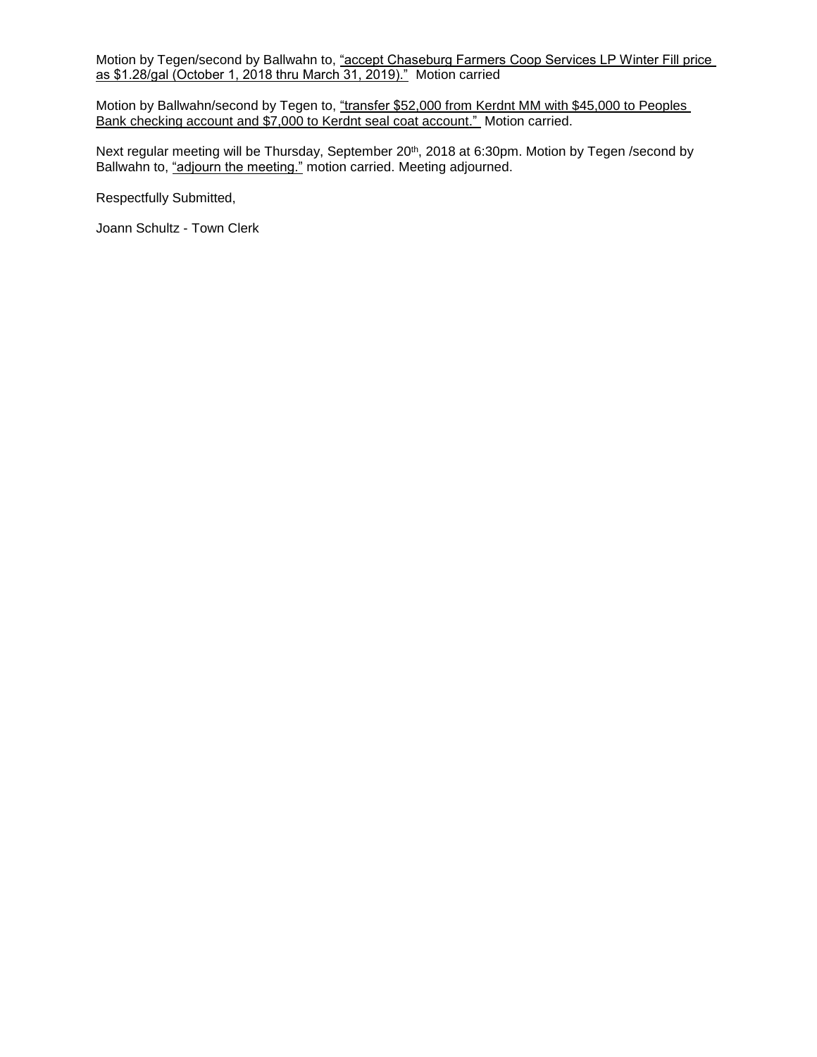Motion by Tegen/second by Ballwahn to, "accept Chaseburg Farmers Coop Services LP Winter Fill price as $1.28/gal (October 1, 2018 thru March 31, 2019)." Motion carried

Motion by Ballwahn/second by Tegen to, "transfer $52,000 from Kerdnt MM with $45,000 to Peoples Bank checking account and $7,000 to Kerdnt seal coat account." Motion carried.

Next regular meeting will be Thursday, September 20th, 2018 at 6:30pm. Motion by Tegen /second by Ballwahn to, "adjourn the meeting." motion carried. Meeting adjourned.

Respectfully Submitted,

Joann Schultz - Town Clerk